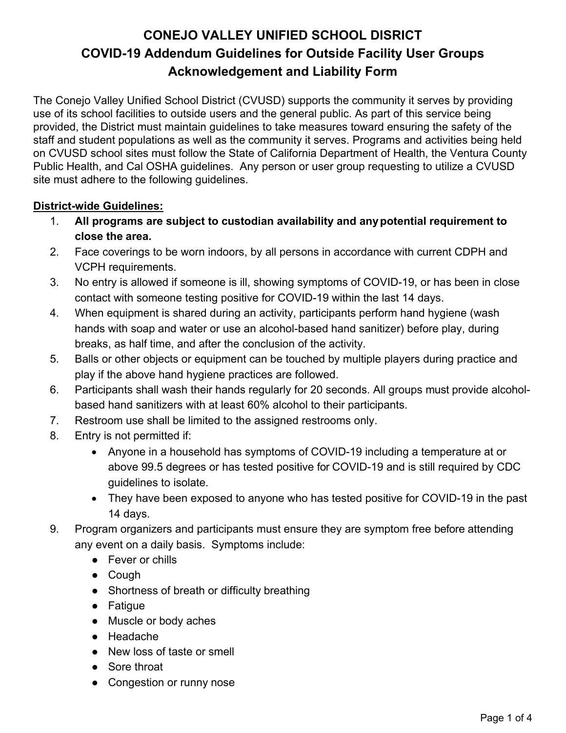# CONEJO VALLEY UNIFIED SCHOOL DISRICT
## COVID-19 Addendum Guidelines for Outside Facility User Groups
## Acknowledgement and Liability Form

The Conejo Valley Unified School District (CVUSD) supports the community it serves by providing use of its school facilities to outside users and the general public. As part of this service being provided, the District must maintain guidelines to take measures toward ensuring the safety of the staff and student populations as well as the community it serves. Programs and activities being held on CVUSD school sites must follow the State of California Department of Health, the Ventura County Public Health, and Cal OSHA guidelines. Any person or user group requesting to utilize a CVUSD site must adhere to the following guidelines.

**District-wide Guidelines:**

1. **All programs are subject to custodian availability and any potential requirement to close the area.**
2. Face coverings to be worn indoors, by all persons in accordance with current CDPH and VCPH requirements.
3. No entry is allowed if someone is ill, showing symptoms of COVID-19, or has been in close contact with someone testing positive for COVID-19 within the last 14 days.
4. When equipment is shared during an activity, participants perform hand hygiene (wash hands with soap and water or use an alcohol-based hand sanitizer) before play, during breaks, as half time, and after the conclusion of the activity.
5. Balls or other objects or equipment can be touched by multiple players during practice and play if the above hand hygiene practices are followed.
6. Participants shall wash their hands regularly for 20 seconds. All groups must provide alcohol-based hand sanitizers with at least 60% alcohol to their participants.
7. Restroom use shall be limited to the assigned restrooms only.
8. Entry is not permitted if:
   - Anyone in a household has symptoms of COVID-19 including a temperature at or above 99.5 degrees or has tested positive for COVID-19 and is still required by CDC guidelines to isolate.
   - They have been exposed to anyone who has tested positive for COVID-19 in the past 14 days.
9. Program organizers and participants must ensure they are symptom free before attending any event on a daily basis. Symptoms include:
   - Fever or chills
   - Cough
   - Shortness of breath or difficulty breathing
   - Fatigue
   - Muscle or body aches
   - Headache
   - New loss of taste or smell
   - Sore throat
   - Congestion or runny nose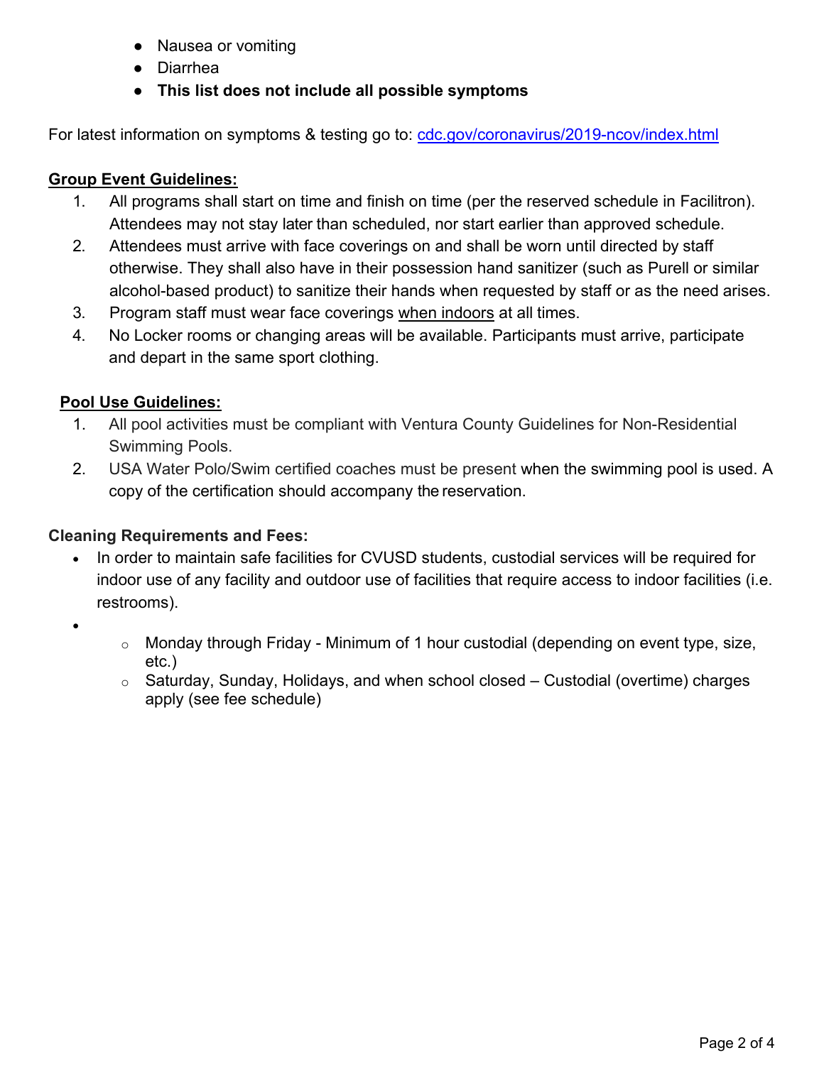- Nausea or vomiting
- Diarrhea
- **This list does not include all possible symptoms**

For latest information on symptoms & testing go to: [cdc.gov/coronavirus/2019-ncov/index.html](https://cdc.gov/coronavirus/2019-ncov/index.html)

**Group Event Guidelines:**

1. All programs shall start on time and finish on time (per the reserved schedule in Facilitron). Attendees may not stay later than scheduled, nor start earlier than approved schedule.
2. Attendees must arrive with face coverings on and shall be worn until directed by staff otherwise. They shall also have in their possession hand sanitizer (such as Purell or similar alcohol-based product) to sanitize their hands when requested by staff or as the need arises.
3. Program staff must wear face coverings when indoors at all times.
4. No Locker rooms or changing areas will be available. Participants must arrive, participate and depart in the same sport clothing.

**Pool Use Guidelines:**

1. All pool activities must be compliant with Ventura County Guidelines for Non-Residential Swimming Pools.
2. USA Water Polo/Swim certified coaches must be present when the swimming pool is used. A copy of the certification should accompany the reservation.

**Cleaning Requirements and Fees:**

- In order to maintain safe facilities for CVUSD students, custodial services will be required for indoor use of any facility and outdoor use of facilities that require access to indoor facilities (i.e. restrooms).
- 
    - Monday through Friday - Minimum of 1 hour custodial (depending on event type, size, etc.)
    - Saturday, Sunday, Holidays, and when school closed – Custodial (overtime) charges apply (see fee schedule)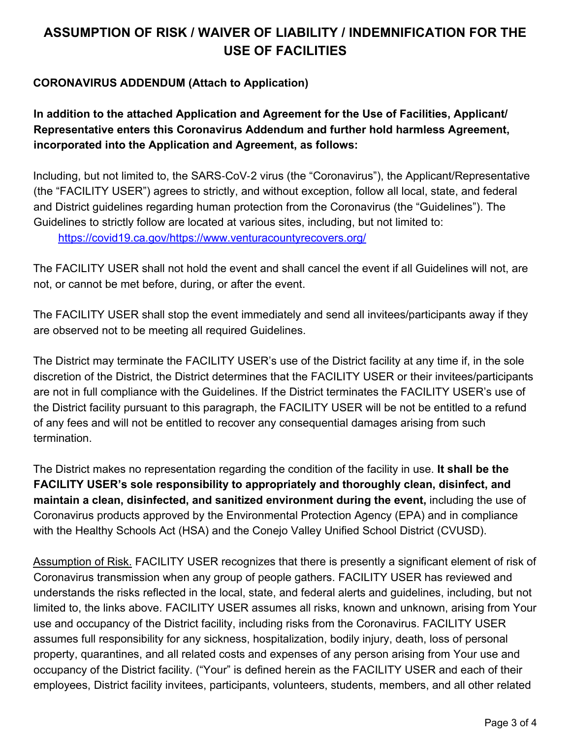# ASSUMPTION OF RISK / WAIVER OF LIABILITY / INDEMNIFICATION FOR THE USE OF FACILITIES

**CORONAVIRUS ADDENDUM (Attach to Application)**

**In addition to the attached Application and Agreement for the Use of Facilities, Applicant/ Representative enters this Coronavirus Addendum and further hold harmless Agreement, incorporated into the Application and Agreement, as follows:**

Including, but not limited to, the SARS-CoV-2 virus (the "Coronavirus"), the Applicant/Representative (the "FACILITY USER") agrees to strictly, and without exception, follow all local, state, and federal and District guidelines regarding human protection from the Coronavirus (the "Guidelines"). The Guidelines to strictly follow are located at various sites, including, but not limited to:
https://covid19.ca.gov/https://www.venturacountyrecovers.org/

The FACILITY USER shall not hold the event and shall cancel the event if all Guidelines will not, are not, or cannot be met before, during, or after the event.

The FACILITY USER shall stop the event immediately and send all invitees/participants away if they are observed not to be meeting all required Guidelines.

The District may terminate the FACILITY USER's use of the District facility at any time if, in the sole discretion of the District, the District determines that the FACILITY USER or their invitees/participants are not in full compliance with the Guidelines. If the District terminates the FACILITY USER's use of the District facility pursuant to this paragraph, the FACILITY USER will be not be entitled to a refund of any fees and will not be entitled to recover any consequential damages arising from such termination.

The District makes no representation regarding the condition of the facility in use. **It shall be the FACILITY USER's sole responsibility to appropriately and thoroughly clean, disinfect, and maintain a clean, disinfected, and sanitized environment during the event,** including the use of Coronavirus products approved by the Environmental Protection Agency (EPA) and in compliance with the Healthy Schools Act (HSA) and the Conejo Valley Unified School District (CVUSD).

Assumption of Risk. FACILITY USER recognizes that there is presently a significant element of risk of Coronavirus transmission when any group of people gathers. FACILITY USER has reviewed and understands the risks reflected in the local, state, and federal alerts and guidelines, including, but not limited to, the links above. FACILITY USER assumes all risks, known and unknown, arising from Your use and occupancy of the District facility, including risks from the Coronavirus. FACILITY USER assumes full responsibility for any sickness, hospitalization, bodily injury, death, loss of personal property, quarantines, and all related costs and expenses of any person arising from Your use and occupancy of the District facility. ("Your" is defined herein as the FACILITY USER and each of their employees, District facility invitees, participants, volunteers, students, members, and all other related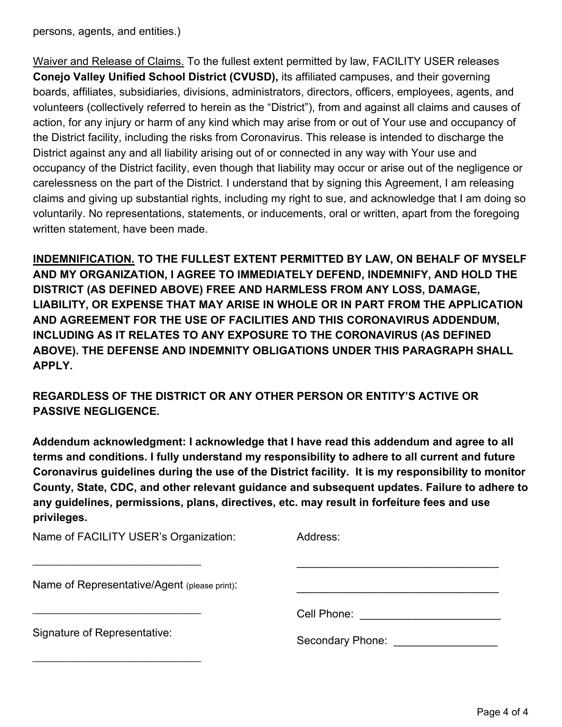persons, agents, and entities.)

Waiver and Release of Claims. To the fullest extent permitted by law, FACILITY USER releases **Conejo Valley Unified School District (CVUSD),** its affiliated campuses, and their governing boards, affiliates, subsidiaries, divisions, administrators, directors, officers, employees, agents, and volunteers (collectively referred to herein as the "District"), from and against all claims and causes of action, for any injury or harm of any kind which may arise from or out of Your use and occupancy of the District facility, including the risks from Coronavirus. This release is intended to discharge the District against any and all liability arising out of or connected in any way with Your use and occupancy of the District facility, even though that liability may occur or arise out of the negligence or carelessness on the part of the District. I understand that by signing this Agreement, I am releasing claims and giving up substantial rights, including my right to sue, and acknowledge that I am doing so voluntarily. No representations, statements, or inducements, oral or written, apart from the foregoing written statement, have been made.

**INDEMNIFICATION. TO THE FULLEST EXTENT PERMITTED BY LAW, ON BEHALF OF MYSELF AND MY ORGANIZATION, I AGREE TO IMMEDIATELY DEFEND, INDEMNIFY, AND HOLD THE DISTRICT (AS DEFINED ABOVE) FREE AND HARMLESS FROM ANY LOSS, DAMAGE, LIABILITY, OR EXPENSE THAT MAY ARISE IN WHOLE OR IN PART FROM THE APPLICATION AND AGREEMENT FOR THE USE OF FACILITIES AND THIS CORONAVIRUS ADDENDUM, INCLUDING AS IT RELATES TO ANY EXPOSURE TO THE CORONAVIRUS (AS DEFINED ABOVE). THE DEFENSE AND INDEMNITY OBLIGATIONS UNDER THIS PARAGRAPH SHALL APPLY.**

**REGARDLESS OF THE DISTRICT OR ANY OTHER PERSON OR ENTITY'S ACTIVE OR PASSIVE NEGLIGENCE.**

**Addendum acknowledgment: I acknowledge that I have read this addendum and agree to all terms and conditions. I fully understand my responsibility to adhere to all current and future Coronavirus guidelines during the use of the District facility. It is my responsibility to monitor County, State, CDC, and other relevant guidance and subsequent updates. Failure to adhere to any guidelines, permissions, plans, directives, etc. may result in forfeiture fees and use privileges.**

Name of FACILITY USER's Organization:

____________________________

Name of Representative/Agent (please print):

____________________________

Signature of Representative:

____________________________

Address:

__________________________________

__________________________________

Cell Phone: _______________________

Secondary Phone: _________________